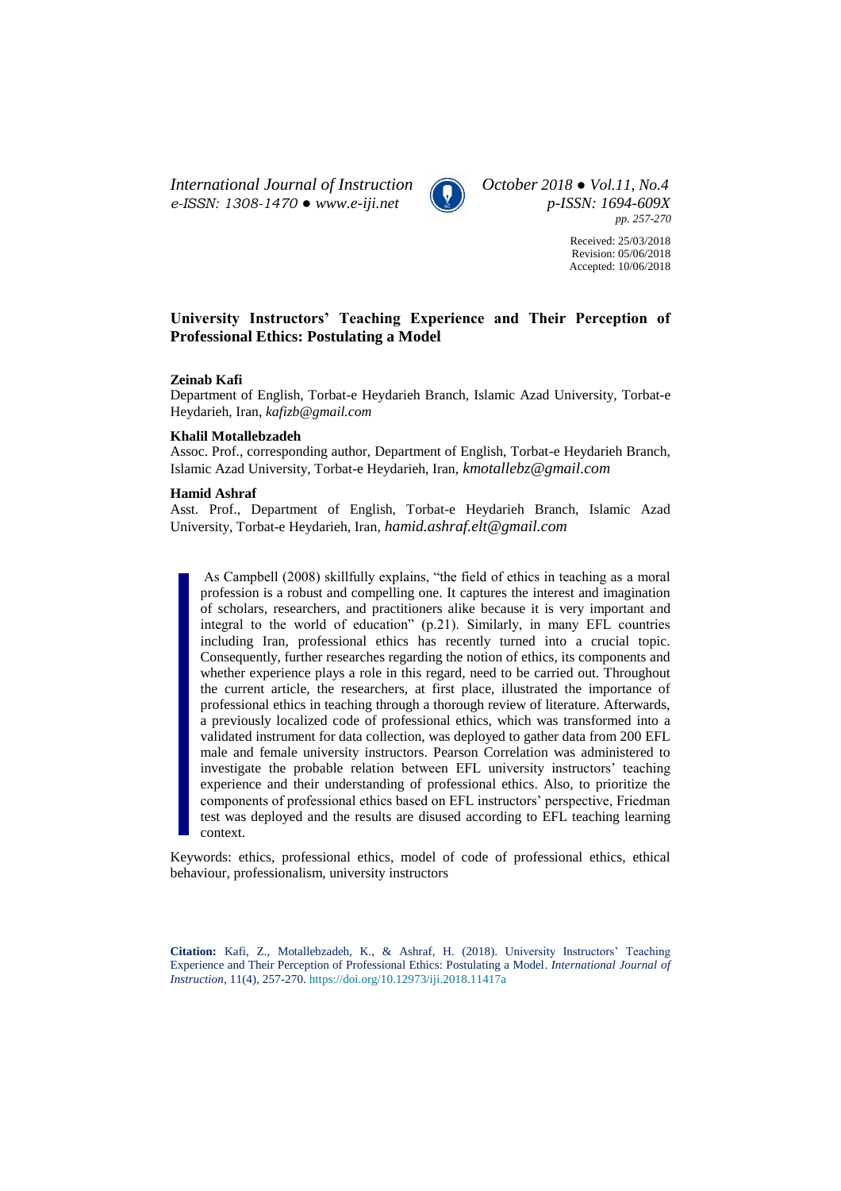*International Journal of Instruction* *October 2018 ● Vol.11, No.4*
*e-ISSN: 1308-1470 ● www.e-iji.net* *p-ISSN: 1694-609X*
*pp. 257-270*

Received: 25/03/2018
Revision: 05/06/2018
Accepted: 10/06/2018

# University Instructors' Teaching Experience and Their Perception of Professional Ethics: Postulating a Model

**Zeinab Kafi**
Department of English, Torbat-e Heydarieh Branch, Islamic Azad University, Torbat-e Heydarieh, Iran, *kafizb@gmail.com*

**Khalil Motallebzadeh**
Assoc. Prof., corresponding author, Department of English, Torbat-e Heydarieh Branch, Islamic Azad University, Torbat-e Heydarieh, Iran, *kmotallebz@gmail.com*

**Hamid Ashraf**
Asst. Prof., Department of English, Torbat-e Heydarieh Branch, Islamic Azad University, Torbat-e Heydarieh, Iran, *hamid.ashraf.elt@gmail.com*

As Campbell (2008) skillfully explains, "the field of ethics in teaching as a moral profession is a robust and compelling one. It captures the interest and imagination of scholars, researchers, and practitioners alike because it is very important and integral to the world of education" (p.21). Similarly, in many EFL countries including Iran, professional ethics has recently turned into a crucial topic. Consequently, further researches regarding the notion of ethics, its components and whether experience plays a role in this regard, need to be carried out. Throughout the current article, the researchers, at first place, illustrated the importance of professional ethics in teaching through a thorough review of literature. Afterwards, a previously localized code of professional ethics, which was transformed into a validated instrument for data collection, was deployed to gather data from 200 EFL male and female university instructors. Pearson Correlation was administered to investigate the probable relation between EFL university instructors' teaching experience and their understanding of professional ethics. Also, to prioritize the components of professional ethics based on EFL instructors' perspective, Friedman test was deployed and the results are disused according to EFL teaching learning context.

Keywords: ethics, professional ethics, model of code of professional ethics, ethical behaviour, professionalism, university instructors

**Citation:** Kafi, Z., Motallebzadeh, K., & Ashraf, H. (2018). University Instructors' Teaching Experience and Their Perception of Professional Ethics: Postulating a Model. *International Journal of Instruction*, 11(4), 257-270. https://doi.org/10.12973/iji.2018.11417a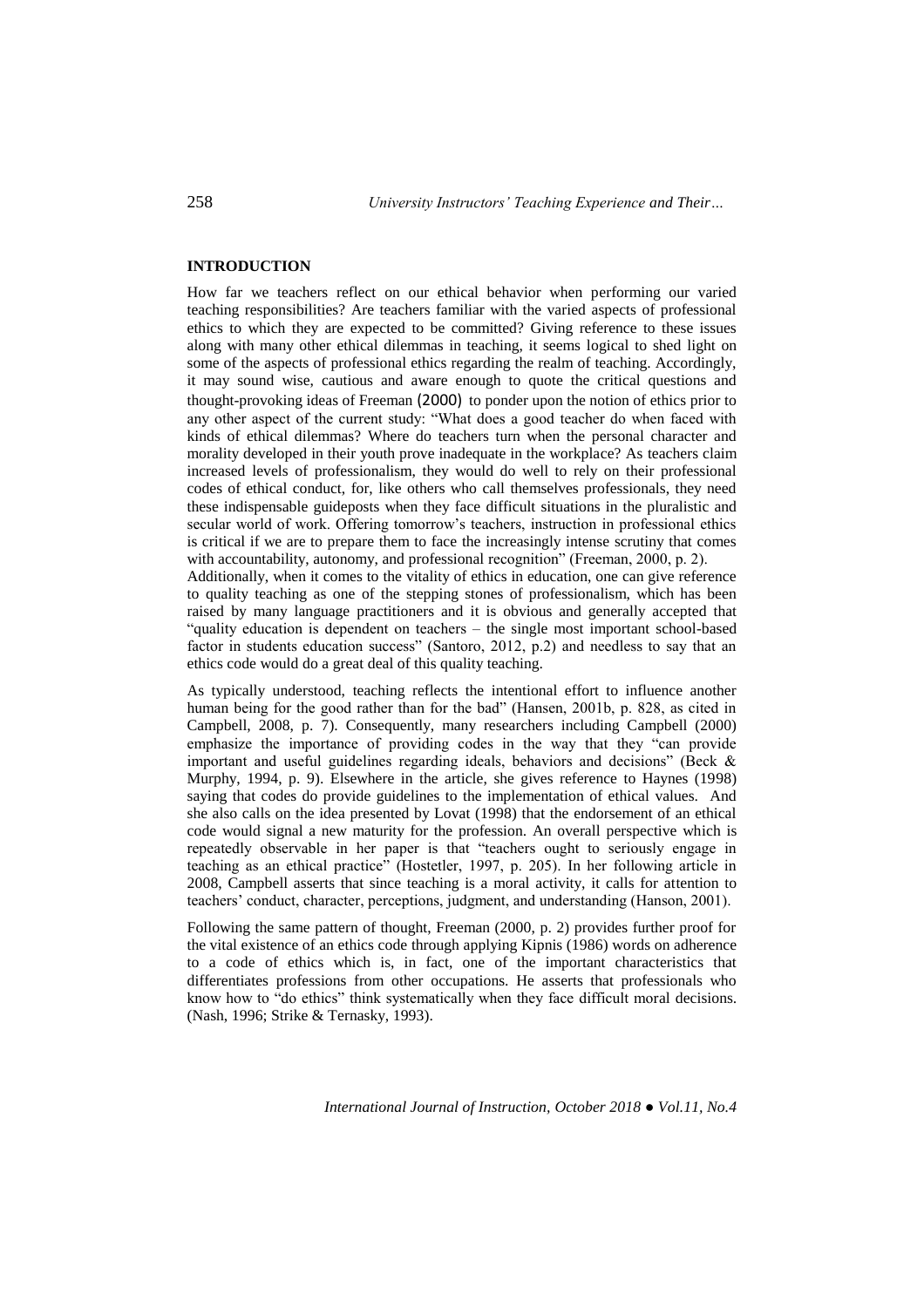## INTRODUCTION

How far we teachers reflect on our ethical behavior when performing our varied teaching responsibilities? Are teachers familiar with the varied aspects of professional ethics to which they are expected to be committed? Giving reference to these issues along with many other ethical dilemmas in teaching, it seems logical to shed light on some of the aspects of professional ethics regarding the realm of teaching. Accordingly, it may sound wise, cautious and aware enough to quote the critical questions and thought-provoking ideas of Freeman (2000) to ponder upon the notion of ethics prior to any other aspect of the current study: "What does a good teacher do when faced with kinds of ethical dilemmas? Where do teachers turn when the personal character and morality developed in their youth prove inadequate in the workplace? As teachers claim increased levels of professionalism, they would do well to rely on their professional codes of ethical conduct, for, like others who call themselves professionals, they need these indispensable guideposts when they face difficult situations in the pluralistic and secular world of work. Offering tomorrow's teachers, instruction in professional ethics is critical if we are to prepare them to face the increasingly intense scrutiny that comes with accountability, autonomy, and professional recognition" (Freeman, 2000, p. 2).

Additionally, when it comes to the vitality of ethics in education, one can give reference to quality teaching as one of the stepping stones of professionalism, which has been raised by many language practitioners and it is obvious and generally accepted that "quality education is dependent on teachers – the single most important school-based factor in students education success" (Santoro, 2012, p.2) and needless to say that an ethics code would do a great deal of this quality teaching.

As typically understood, teaching reflects the intentional effort to influence another human being for the good rather than for the bad" (Hansen, 2001b, p. 828, as cited in Campbell, 2008, p. 7). Consequently, many researchers including Campbell (2000) emphasize the importance of providing codes in the way that they "can provide important and useful guidelines regarding ideals, behaviors and decisions" (Beck & Murphy, 1994, p. 9). Elsewhere in the article, she gives reference to Haynes (1998) saying that codes do provide guidelines to the implementation of ethical values. And she also calls on the idea presented by Lovat (1998) that the endorsement of an ethical code would signal a new maturity for the profession. An overall perspective which is repeatedly observable in her paper is that "teachers ought to seriously engage in teaching as an ethical practice" (Hostetler, 1997, p. 205). In her following article in 2008, Campbell asserts that since teaching is a moral activity, it calls for attention to teachers' conduct, character, perceptions, judgment, and understanding (Hanson, 2001).

Following the same pattern of thought, Freeman (2000, p. 2) provides further proof for the vital existence of an ethics code through applying Kipnis (1986) words on adherence to a code of ethics which is, in fact, one of the important characteristics that differentiates professions from other occupations. He asserts that professionals who know how to "do ethics" think systematically when they face difficult moral decisions. (Nash, 1996; Strike & Ternasky, 1993).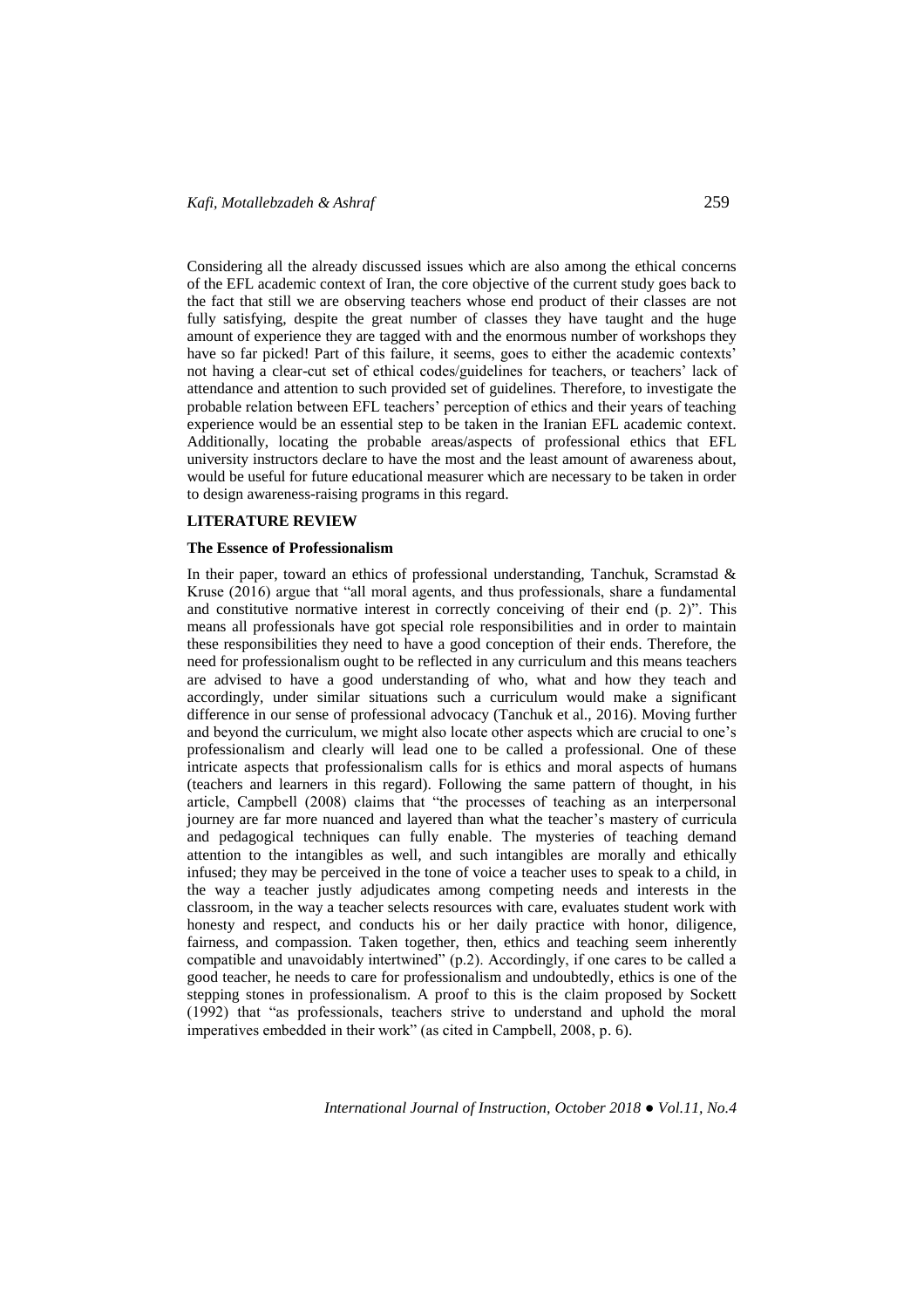Considering all the already discussed issues which are also among the ethical concerns of the EFL academic context of Iran, the core objective of the current study goes back to the fact that still we are observing teachers whose end product of their classes are not fully satisfying, despite the great number of classes they have taught and the huge amount of experience they are tagged with and the enormous number of workshops they have so far picked! Part of this failure, it seems, goes to either the academic contexts' not having a clear-cut set of ethical codes/guidelines for teachers, or teachers' lack of attendance and attention to such provided set of guidelines. Therefore, to investigate the probable relation between EFL teachers' perception of ethics and their years of teaching experience would be an essential step to be taken in the Iranian EFL academic context. Additionally, locating the probable areas/aspects of professional ethics that EFL university instructors declare to have the most and the least amount of awareness about, would be useful for future educational measurer which are necessary to be taken in order to design awareness-raising programs in this regard.

## LITERATURE REVIEW

### The Essence of Professionalism

In their paper, toward an ethics of professional understanding, Tanchuk, Scramstad & Kruse (2016) argue that "all moral agents, and thus professionals, share a fundamental and constitutive normative interest in correctly conceiving of their end (p. 2)". This means all professionals have got special role responsibilities and in order to maintain these responsibilities they need to have a good conception of their ends. Therefore, the need for professionalism ought to be reflected in any curriculum and this means teachers are advised to have a good understanding of who, what and how they teach and accordingly, under similar situations such a curriculum would make a significant difference in our sense of professional advocacy (Tanchuk et al., 2016). Moving further and beyond the curriculum, we might also locate other aspects which are crucial to one's professionalism and clearly will lead one to be called a professional. One of these intricate aspects that professionalism calls for is ethics and moral aspects of humans (teachers and learners in this regard). Following the same pattern of thought, in his article, Campbell (2008) claims that "the processes of teaching as an interpersonal journey are far more nuanced and layered than what the teacher's mastery of curricula and pedagogical techniques can fully enable. The mysteries of teaching demand attention to the intangibles as well, and such intangibles are morally and ethically infused; they may be perceived in the tone of voice a teacher uses to speak to a child, in the way a teacher justly adjudicates among competing needs and interests in the classroom, in the way a teacher selects resources with care, evaluates student work with honesty and respect, and conducts his or her daily practice with honor, diligence, fairness, and compassion. Taken together, then, ethics and teaching seem inherently compatible and unavoidably intertwined" (p.2). Accordingly, if one cares to be called a good teacher, he needs to care for professionalism and undoubtedly, ethics is one of the stepping stones in professionalism. A proof to this is the claim proposed by Sockett (1992) that "as professionals, teachers strive to understand and uphold the moral imperatives embedded in their work" (as cited in Campbell, 2008, p. 6).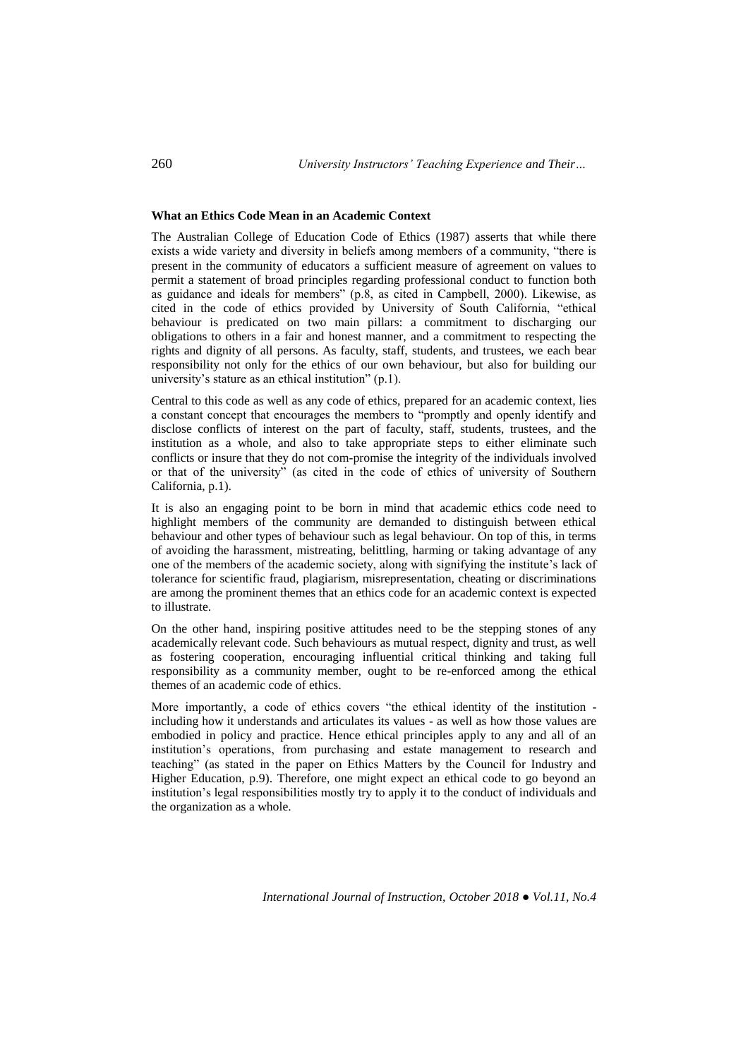**What an Ethics Code Mean in an Academic Context**

The Australian College of Education Code of Ethics (1987) asserts that while there exists a wide variety and diversity in beliefs among members of a community, "there is present in the community of educators a sufficient measure of agreement on values to permit a statement of broad principles regarding professional conduct to function both as guidance and ideals for members" (p.8, as cited in Campbell, 2000). Likewise, as cited in the code of ethics provided by University of South California, "ethical behaviour is predicated on two main pillars: a commitment to discharging our obligations to others in a fair and honest manner, and a commitment to respecting the rights and dignity of all persons. As faculty, staff, students, and trustees, we each bear responsibility not only for the ethics of our own behaviour, but also for building our university's stature as an ethical institution" (p.1).

Central to this code as well as any code of ethics, prepared for an academic context, lies a constant concept that encourages the members to "promptly and openly identify and disclose conflicts of interest on the part of faculty, staff, students, trustees, and the institution as a whole, and also to take appropriate steps to either eliminate such conflicts or insure that they do not com-promise the integrity of the individuals involved or that of the university" (as cited in the code of ethics of university of Southern California, p.1).

It is also an engaging point to be born in mind that academic ethics code need to highlight members of the community are demanded to distinguish between ethical behaviour and other types of behaviour such as legal behaviour. On top of this, in terms of avoiding the harassment, mistreating, belittling, harming or taking advantage of any one of the members of the academic society, along with signifying the institute's lack of tolerance for scientific fraud, plagiarism, misrepresentation, cheating or discriminations are among the prominent themes that an ethics code for an academic context is expected to illustrate.

On the other hand, inspiring positive attitudes need to be the stepping stones of any academically relevant code. Such behaviours as mutual respect, dignity and trust, as well as fostering cooperation, encouraging influential critical thinking and taking full responsibility as a community member, ought to be re-enforced among the ethical themes of an academic code of ethics.

More importantly, a code of ethics covers "the ethical identity of the institution - including how it understands and articulates its values - as well as how those values are embodied in policy and practice. Hence ethical principles apply to any and all of an institution's operations, from purchasing and estate management to research and teaching" (as stated in the paper on Ethics Matters by the Council for Industry and Higher Education, p.9). Therefore, one might expect an ethical code to go beyond an institution's legal responsibilities mostly try to apply it to the conduct of individuals and the organization as a whole.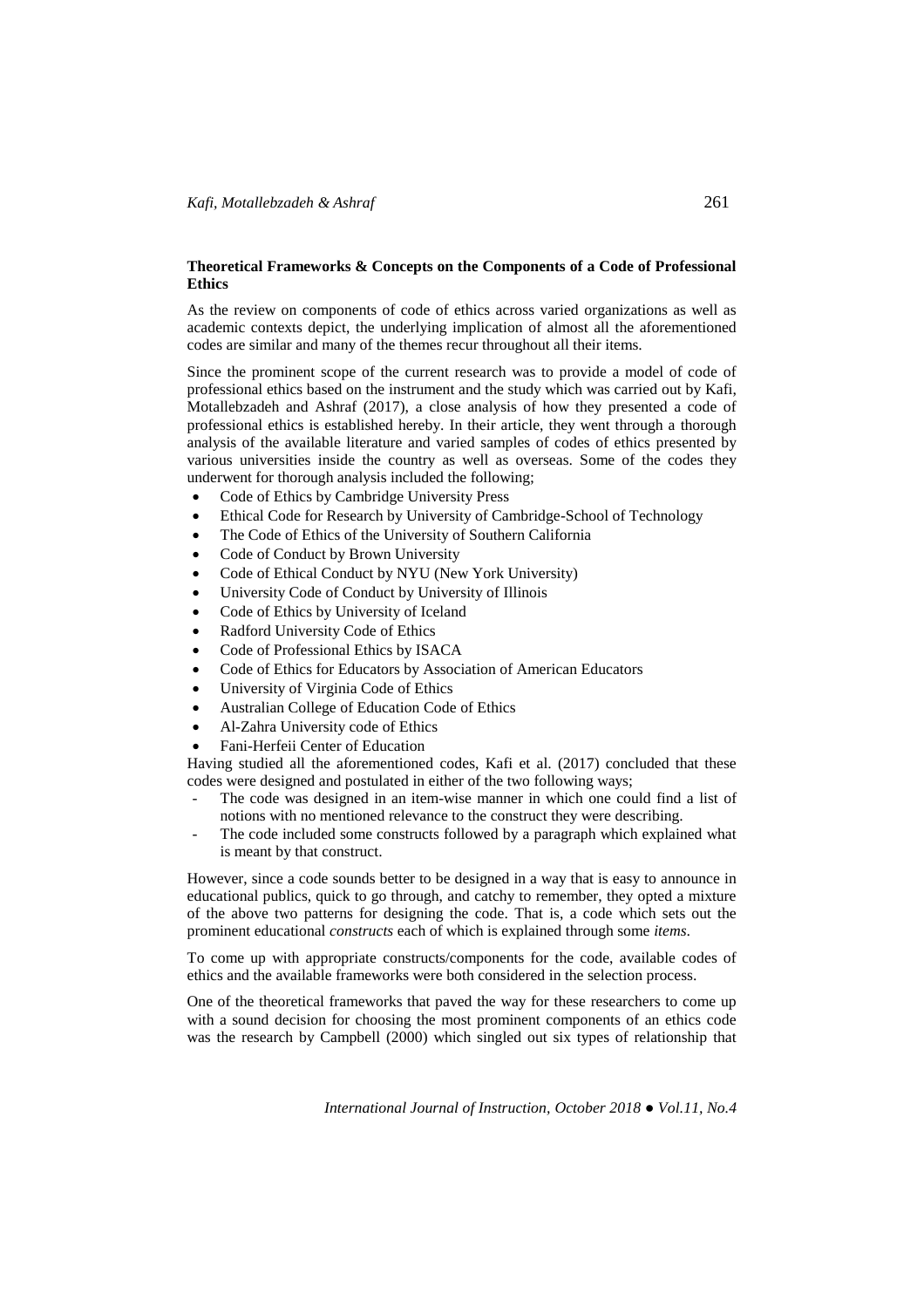**Theoretical Frameworks & Concepts on the Components of a Code of Professional Ethics**

As the review on components of code of ethics across varied organizations as well as academic contexts depict, the underlying implication of almost all the aforementioned codes are similar and many of the themes recur throughout all their items.

Since the prominent scope of the current research was to provide a model of code of professional ethics based on the instrument and the study which was carried out by Kafi, Motallebzadeh and Ashraf (2017), a close analysis of how they presented a code of professional ethics is established hereby. In their article, they went through a thorough analysis of the available literature and varied samples of codes of ethics presented by various universities inside the country as well as overseas. Some of the codes they underwent for thorough analysis included the following;

- Code of Ethics by Cambridge University Press
- Ethical Code for Research by University of Cambridge-School of Technology
- The Code of Ethics of the University of Southern California
- Code of Conduct by Brown University
- Code of Ethical Conduct by NYU (New York University)
- University Code of Conduct by University of Illinois
- Code of Ethics by University of Iceland
- Radford University Code of Ethics
- Code of Professional Ethics by ISACA
- Code of Ethics for Educators by Association of American Educators
- University of Virginia Code of Ethics
- Australian College of Education Code of Ethics
- Al-Zahra University code of Ethics
- Fani-Herfeii Center of Education

Having studied all the aforementioned codes, Kafi et al. (2017) concluded that these codes were designed and postulated in either of the two following ways;

- The code was designed in an item-wise manner in which one could find a list of notions with no mentioned relevance to the construct they were describing.
- The code included some constructs followed by a paragraph which explained what is meant by that construct.

However, since a code sounds better to be designed in a way that is easy to announce in educational publics, quick to go through, and catchy to remember, they opted a mixture of the above two patterns for designing the code. That is, a code which sets out the prominent educational *constructs* each of which is explained through some *items*.

To come up with appropriate constructs/components for the code, available codes of ethics and the available frameworks were both considered in the selection process.

One of the theoretical frameworks that paved the way for these researchers to come up with a sound decision for choosing the most prominent components of an ethics code was the research by Campbell (2000) which singled out six types of relationship that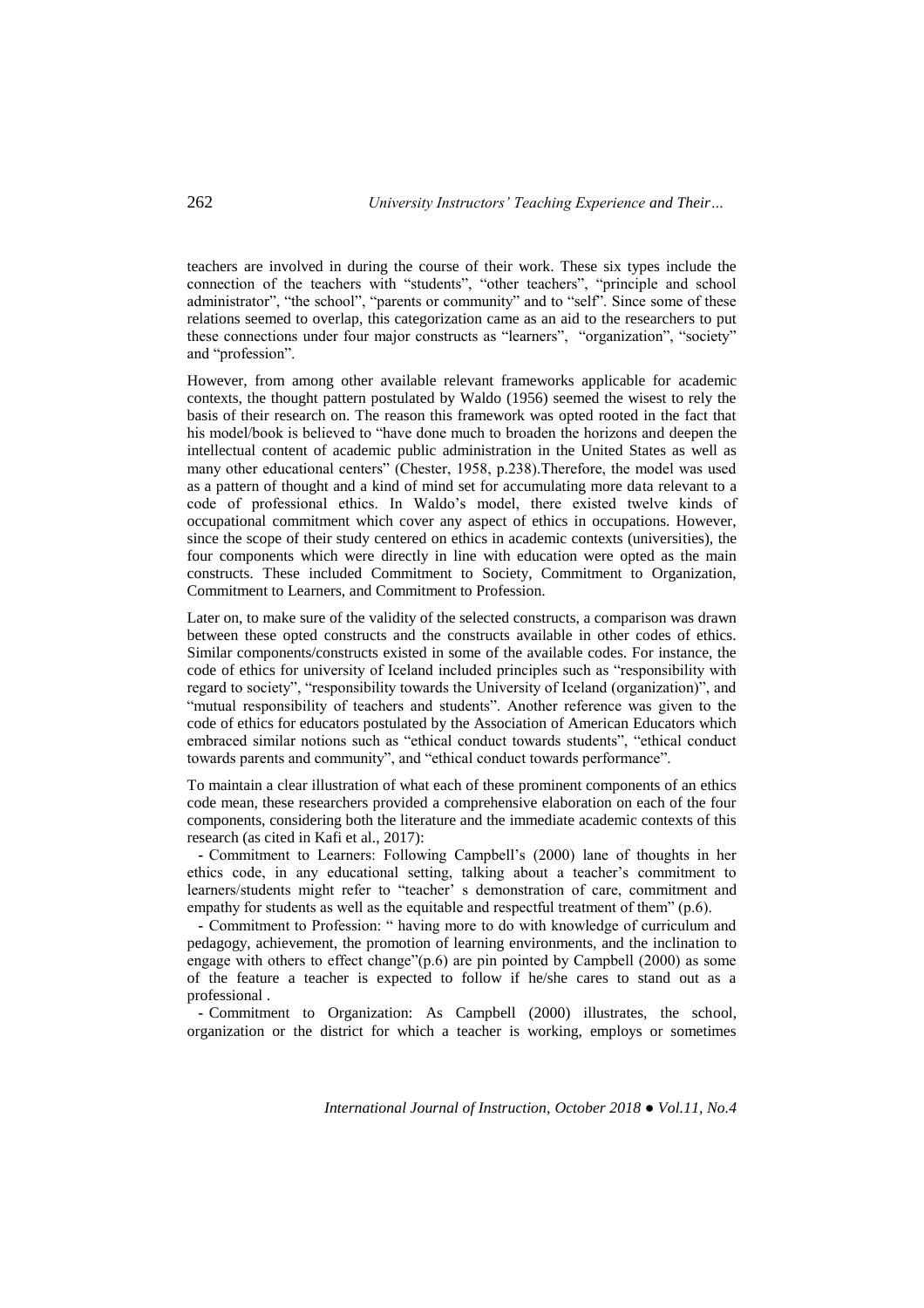teachers are involved in during the course of their work. These six types include the connection of the teachers with "students", "other teachers", "principle and school administrator", "the school", "parents or community" and to "self". Since some of these relations seemed to overlap, this categorization came as an aid to the researchers to put these connections under four major constructs as "learners", "organization", "society" and "profession".

However, from among other available relevant frameworks applicable for academic contexts, the thought pattern postulated by Waldo (1956) seemed the wisest to rely the basis of their research on. The reason this framework was opted rooted in the fact that his model/book is believed to "have done much to broaden the horizons and deepen the intellectual content of academic public administration in the United States as well as many other educational centers" (Chester, 1958, p.238).Therefore, the model was used as a pattern of thought and a kind of mind set for accumulating more data relevant to a code of professional ethics. In Waldo's model, there existed twelve kinds of occupational commitment which cover any aspect of ethics in occupations. However, since the scope of their study centered on ethics in academic contexts (universities), the four components which were directly in line with education were opted as the main constructs. These included Commitment to Society, Commitment to Organization, Commitment to Learners, and Commitment to Profession.

Later on, to make sure of the validity of the selected constructs, a comparison was drawn between these opted constructs and the constructs available in other codes of ethics. Similar components/constructs existed in some of the available codes. For instance, the code of ethics for university of Iceland included principles such as "responsibility with regard to society", "responsibility towards the University of Iceland (organization)", and "mutual responsibility of teachers and students". Another reference was given to the code of ethics for educators postulated by the Association of American Educators which embraced similar notions such as "ethical conduct towards students", "ethical conduct towards parents and community", and "ethical conduct towards performance".

To maintain a clear illustration of what each of these prominent components of an ethics code mean, these researchers provided a comprehensive elaboration on each of the four components, considering both the literature and the immediate academic contexts of this research (as cited in Kafi et al., 2017):

- Commitment to Learners: Following Campbell's (2000) lane of thoughts in her ethics code, in any educational setting, talking about a teacher's commitment to learners/students might refer to "teacher' s demonstration of care, commitment and empathy for students as well as the equitable and respectful treatment of them" (p.6).
- Commitment to Profession: " having more to do with knowledge of curriculum and pedagogy, achievement, the promotion of learning environments, and the inclination to engage with others to effect change"(p.6) are pin pointed by Campbell (2000) as some of the feature a teacher is expected to follow if he/she cares to stand out as a professional .
- Commitment to Organization: As Campbell (2000) illustrates, the school, organization or the district for which a teacher is working, employs or sometimes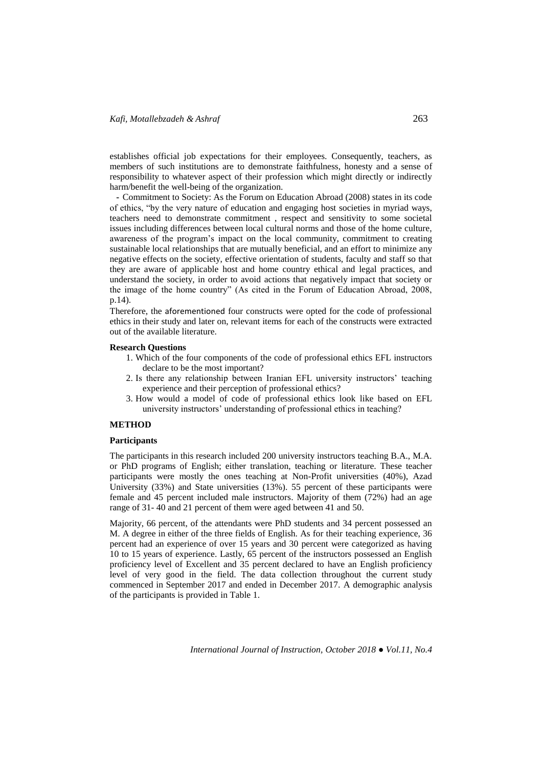establishes official job expectations for their employees. Consequently, teachers, as members of such institutions are to demonstrate faithfulness, honesty and a sense of responsibility to whatever aspect of their profession which might directly or indirectly harm/benefit the well-being of the organization.

- Commitment to Society: As the Forum on Education Abroad (2008) states in its code of ethics, "by the very nature of education and engaging host societies in myriad ways, teachers need to demonstrate commitment , respect and sensitivity to some societal issues including differences between local cultural norms and those of the home culture, awareness of the program's impact on the local community, commitment to creating sustainable local relationships that are mutually beneficial, and an effort to minimize any negative effects on the society, effective orientation of students, faculty and staff so that they are aware of applicable host and home country ethical and legal practices, and understand the society, in order to avoid actions that negatively impact that society or the image of the home country" (As cited in the Forum of Education Abroad, 2008, p.14).

Therefore, the aforementioned four constructs were opted for the code of professional ethics in their study and later on, relevant items for each of the constructs were extracted out of the available literature.

**Research Questions**

1. Which of the four components of the code of professional ethics EFL instructors declare to be the most important?
2. Is there any relationship between Iranian EFL university instructors' teaching experience and their perception of professional ethics?
3. How would a model of code of professional ethics look like based on EFL university instructors' understanding of professional ethics in teaching?

## METHOD

### Participants

The participants in this research included 200 university instructors teaching B.A., M.A. or PhD programs of English; either translation, teaching or literature. These teacher participants were mostly the ones teaching at Non-Profit universities (40%), Azad University (33%) and State universities (13%). 55 percent of these participants were female and 45 percent included male instructors. Majority of them (72%) had an age range of 31- 40 and 21 percent of them were aged between 41 and 50.

Majority, 66 percent, of the attendants were PhD students and 34 percent possessed an M. A degree in either of the three fields of English. As for their teaching experience, 36 percent had an experience of over 15 years and 30 percent were categorized as having 10 to 15 years of experience. Lastly, 65 percent of the instructors possessed an English proficiency level of Excellent and 35 percent declared to have an English proficiency level of very good in the field. The data collection throughout the current study commenced in September 2017 and ended in December 2017. A demographic analysis of the participants is provided in Table 1.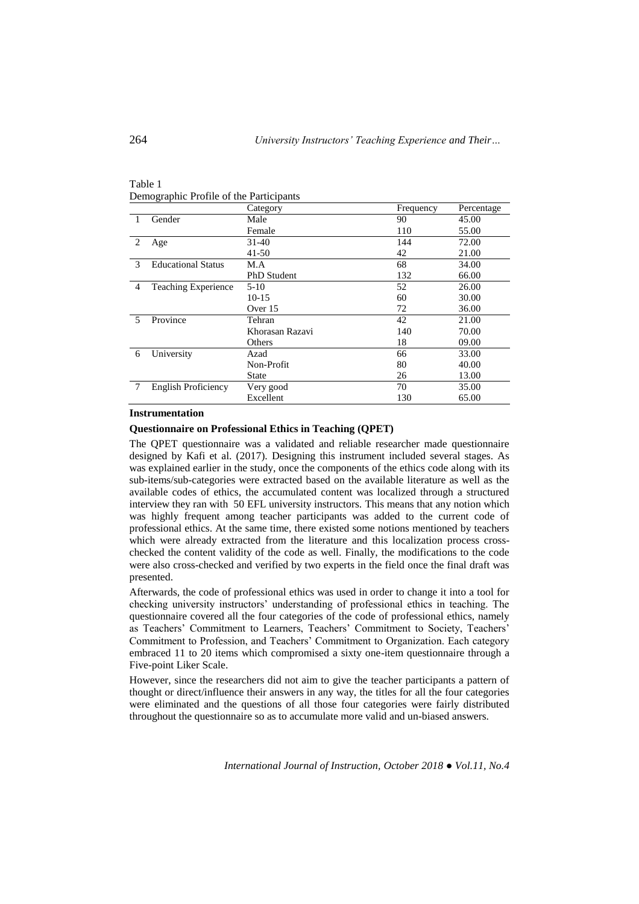Table 1
Demographic Profile of the Participants

| | | Category | Frequency | Percentage |
|---|---|---|---|---|
| 1 | Gender | Male | 90 | 45.00 |
| | | Female | 110 | 55.00 |
| 2 | Age | 31-40 | 144 | 72.00 |
| | | 41-50 | 42 | 21.00 |
| 3 | Educational Status | M.A | 68 | 34.00 |
| | | PhD Student | 132 | 66.00 |
| 4 | Teaching Experience | 5-10 | 52 | 26.00 |
| | | 10-15 | 60 | 30.00 |
| | | Over 15 | 72 | 36.00 |
| 5 | Province | Tehran | 42 | 21.00 |
| | | Khorasan Razavi | 140 | 70.00 |
| | | Others | 18 | 09.00 |
| 6 | University | Azad | 66 | 33.00 |
| | | Non-Profit | 80 | 40.00 |
| | | State | 26 | 13.00 |
| 7 | English Proficiency | Very good | 70 | 35.00 |
| | | Excellent | 130 | 65.00 |

## Instrumentation

### Questionnaire on Professional Ethics in Teaching (QPET)

The QPET questionnaire was a validated and reliable researcher made questionnaire designed by Kafi et al. (2017). Designing this instrument included several stages. As was explained earlier in the study, once the components of the ethics code along with its sub-items/sub-categories were extracted based on the available literature as well as the available codes of ethics, the accumulated content was localized through a structured interview they ran with 50 EFL university instructors. This means that any notion which was highly frequent among teacher participants was added to the current code of professional ethics. At the same time, there existed some notions mentioned by teachers which were already extracted from the literature and this localization process cross-checked the content validity of the code as well. Finally, the modifications to the code were also cross-checked and verified by two experts in the field once the final draft was presented.

Afterwards, the code of professional ethics was used in order to change it into a tool for checking university instructors' understanding of professional ethics in teaching. The questionnaire covered all the four categories of the code of professional ethics, namely as Teachers' Commitment to Learners, Teachers' Commitment to Society, Teachers' Commitment to Profession, and Teachers' Commitment to Organization. Each category embraced 11 to 20 items which compromised a sixty one-item questionnaire through a Five-point Liker Scale.

However, since the researchers did not aim to give the teacher participants a pattern of thought or direct/influence their answers in any way, the titles for all the four categories were eliminated and the questions of all those four categories were fairly distributed throughout the questionnaire so as to accumulate more valid and un-biased answers.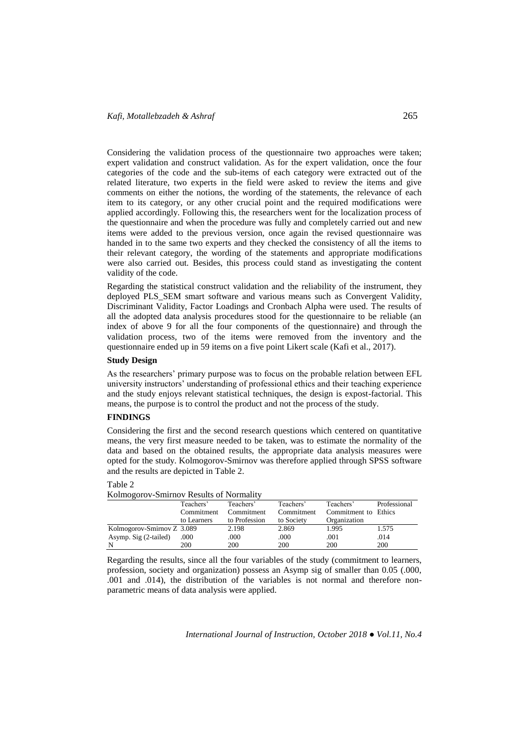Considering the validation process of the questionnaire two approaches were taken; expert validation and construct validation. As for the expert validation, once the four categories of the code and the sub-items of each category were extracted out of the related literature, two experts in the field were asked to review the items and give comments on either the notions, the wording of the statements, the relevance of each item to its category, or any other crucial point and the required modifications were applied accordingly. Following this, the researchers went for the localization process of the questionnaire and when the procedure was fully and completely carried out and new items were added to the previous version, once again the revised questionnaire was handed in to the same two experts and they checked the consistency of all the items to their relevant category, the wording of the statements and appropriate modifications were also carried out. Besides, this process could stand as investigating the content validity of the code.

Regarding the statistical construct validation and the reliability of the instrument, they deployed PLS_SEM smart software and various means such as Convergent Validity, Discriminant Validity, Factor Loadings and Cronbach Alpha were used. The results of all the adopted data analysis procedures stood for the questionnaire to be reliable (an index of above 9 for all the four components of the questionnaire) and through the validation process, two of the items were removed from the inventory and the questionnaire ended up in 59 items on a five point Likert scale (Kafi et al., 2017).

**Study Design**

As the researchers' primary purpose was to focus on the probable relation between EFL university instructors' understanding of professional ethics and their teaching experience and the study enjoys relevant statistical techniques, the design is expost-factorial. This means, the purpose is to control the product and not the process of the study.

**FINDINGS**

Considering the first and the second research questions which centered on quantitative means, the very first measure needed to be taken, was to estimate the normality of the data and based on the obtained results, the appropriate data analysis measures were opted for the study. Kolmogorov-Smirnov was therefore applied through SPSS software and the results are depicted in Table 2.

Table 2
Kolmogorov-Smirnov Results of Normality

| | Teachers' Commitment to Learners | Teachers' Commitment to Profession | Teachers' Commitment to Society | Teachers' Commitment to Organization | Professional Ethics |
|---|---|---|---|---|---|
| Kolmogorov-Smirnov Z | 3.089 | 2.198 | 2.869 | 1.995 | 1.575 |
| Asymp. Sig (2-tailed) | .000 | .000 | .000 | .001 | .014 |
| N | 200 | 200 | 200 | 200 | 200 |

Regarding the results, since all the four variables of the study (commitment to learners, profession, society and organization) possess an Asymp sig of smaller than 0.05 (.000, .001 and .014), the distribution of the variables is not normal and therefore non-parametric means of data analysis were applied.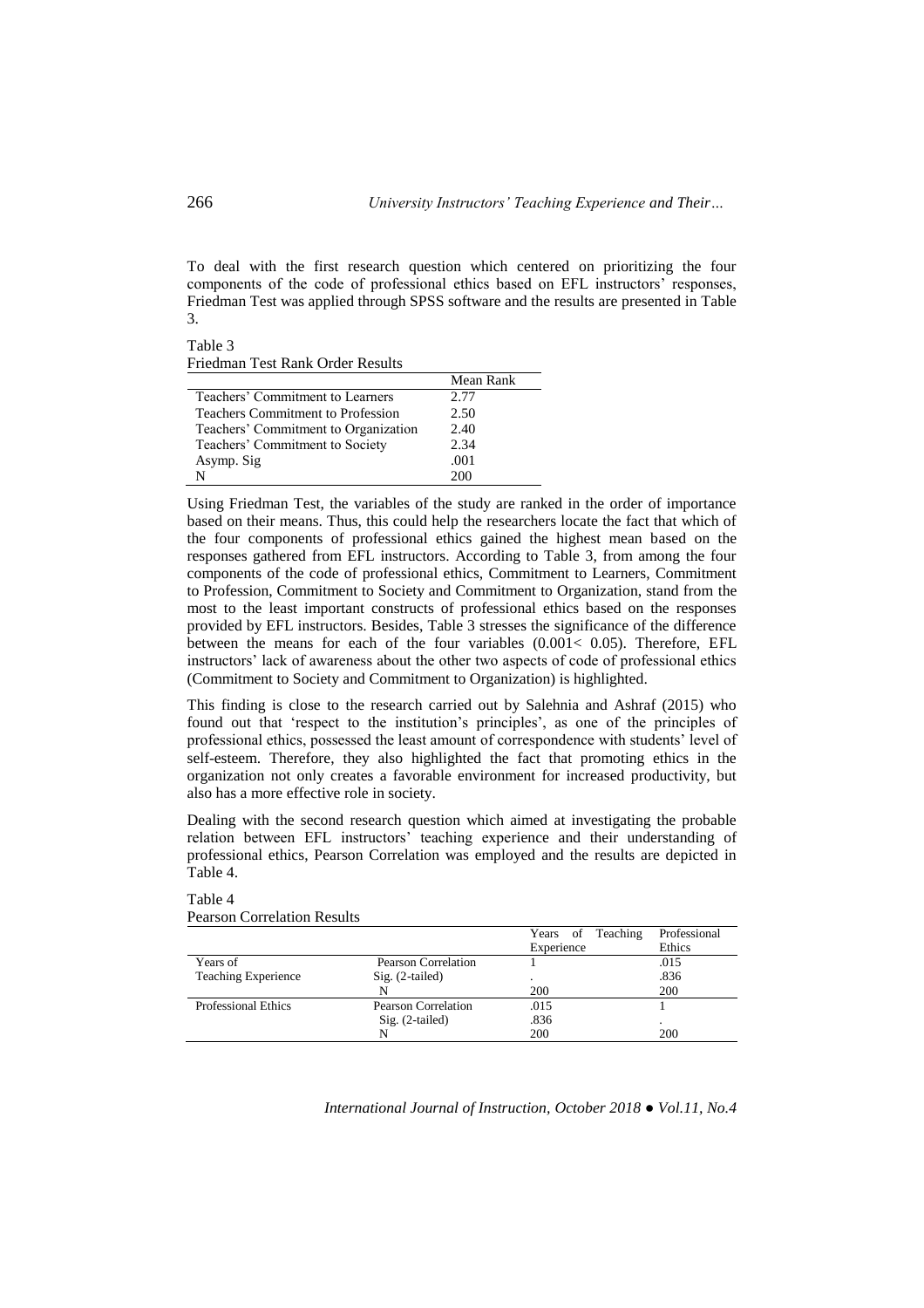To deal with the first research question which centered on prioritizing the four components of the code of professional ethics based on EFL instructors' responses, Friedman Test was applied through SPSS software and the results are presented in Table 3.

Table 3
Friedman Test Rank Order Results

| | Mean Rank |
|---|---|
| Teachers' Commitment to Learners | 2.77 |
| Teachers Commitment to Profession | 2.50 |
| Teachers' Commitment to Organization | 2.40 |
| Teachers' Commitment to Society | 2.34 |
| Asymp. Sig | .001 |
| N | 200 |

Using Friedman Test, the variables of the study are ranked in the order of importance based on their means. Thus, this could help the researchers locate the fact that which of the four components of professional ethics gained the highest mean based on the responses gathered from EFL instructors. According to Table 3, from among the four components of the code of professional ethics, Commitment to Learners, Commitment to Profession, Commitment to Society and Commitment to Organization, stand from the most to the least important constructs of professional ethics based on the responses provided by EFL instructors. Besides, Table 3 stresses the significance of the difference between the means for each of the four variables ($0.001 < 0.05$). Therefore, EFL instructors' lack of awareness about the other two aspects of code of professional ethics (Commitment to Society and Commitment to Organization) is highlighted.

This finding is close to the research carried out by Salehnia and Ashraf (2015) who found out that 'respect to the institution's principles', as one of the principles of professional ethics, possessed the least amount of correspondence with students' level of self-esteem. Therefore, they also highlighted the fact that promoting ethics in the organization not only creates a favorable environment for increased productivity, but also has a more effective role in society.

Dealing with the second research question which aimed at investigating the probable relation between EFL instructors' teaching experience and their understanding of professional ethics, Pearson Correlation was employed and the results are depicted in Table 4.

Table 4
Pearson Correlation Results

| | | Years of Teaching Experience | Professional Ethics |
|---|---|---|---|
| Years of Teaching Experience | Pearson Correlation | 1 | .015 |
| | Sig. (2-tailed) | . | .836 |
| | N | 200 | 200 |
| Professional Ethics | Pearson Correlation | .015 | 1 |
| | Sig. (2-tailed) | .836 | . |
| | N | 200 | 200 |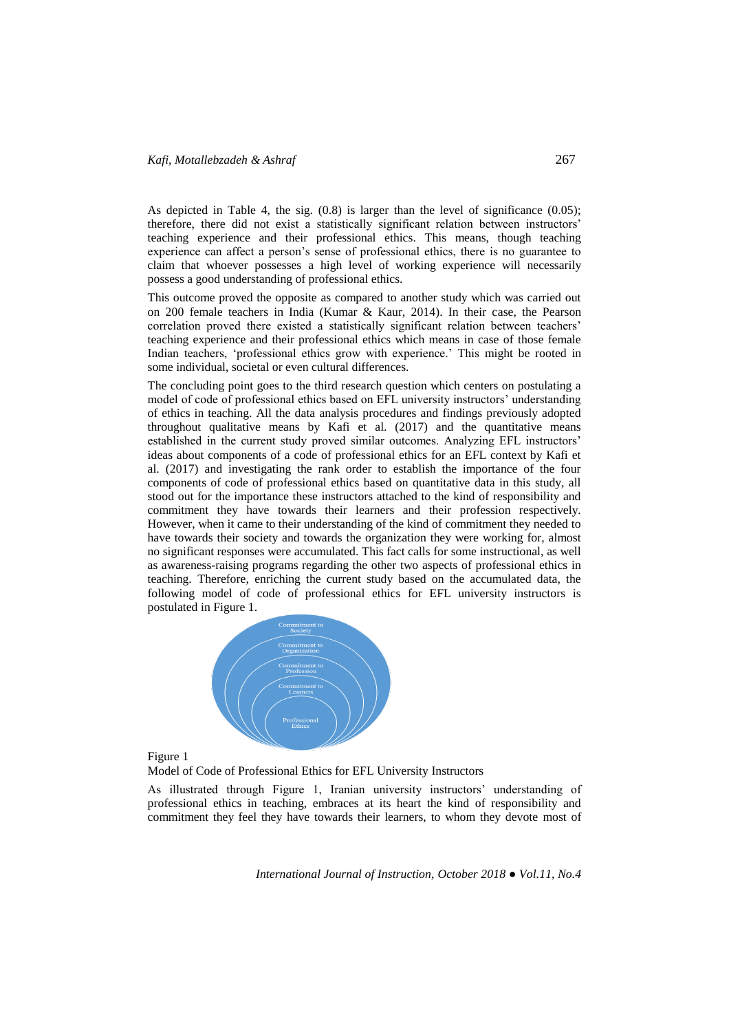As depicted in Table 4, the sig. (0.8) is larger than the level of significance (0.05); therefore, there did not exist a statistically significant relation between instructors' teaching experience and their professional ethics. This means, though teaching experience can affect a person's sense of professional ethics, there is no guarantee to claim that whoever possesses a high level of working experience will necessarily possess a good understanding of professional ethics.

This outcome proved the opposite as compared to another study which was carried out on 200 female teachers in India (Kumar & Kaur, 2014). In their case, the Pearson correlation proved there existed a statistically significant relation between teachers' teaching experience and their professional ethics which means in case of those female Indian teachers, 'professional ethics grow with experience.' This might be rooted in some individual, societal or even cultural differences.

The concluding point goes to the third research question which centers on postulating a model of code of professional ethics based on EFL university instructors' understanding of ethics in teaching. All the data analysis procedures and findings previously adopted throughout qualitative means by Kafi et al. (2017) and the quantitative means established in the current study proved similar outcomes. Analyzing EFL instructors' ideas about components of a code of professional ethics for an EFL context by Kafi et al. (2017) and investigating the rank order to establish the importance of the four components of code of professional ethics based on quantitative data in this study, all stood out for the importance these instructors attached to the kind of responsibility and commitment they have towards their learners and their profession respectively. However, when it came to their understanding of the kind of commitment they needed to have towards their society and towards the organization they were working for, almost no significant responses were accumulated. This fact calls for some instructional, as well as awareness-raising programs regarding the other two aspects of professional ethics in teaching. Therefore, enriching the current study based on the accumulated data, the following model of code of professional ethics for EFL university instructors is postulated in Figure 1.

Commitment to Society

Commitment to Organization

Commitment to Profession

Commitment to Learners

Professional Ethics

Figure 1
Model of Code of Professional Ethics for EFL University Instructors

As illustrated through Figure 1, Iranian university instructors' understanding of professional ethics in teaching, embraces at its heart the kind of responsibility and commitment they feel they have towards their learners, to whom they devote most of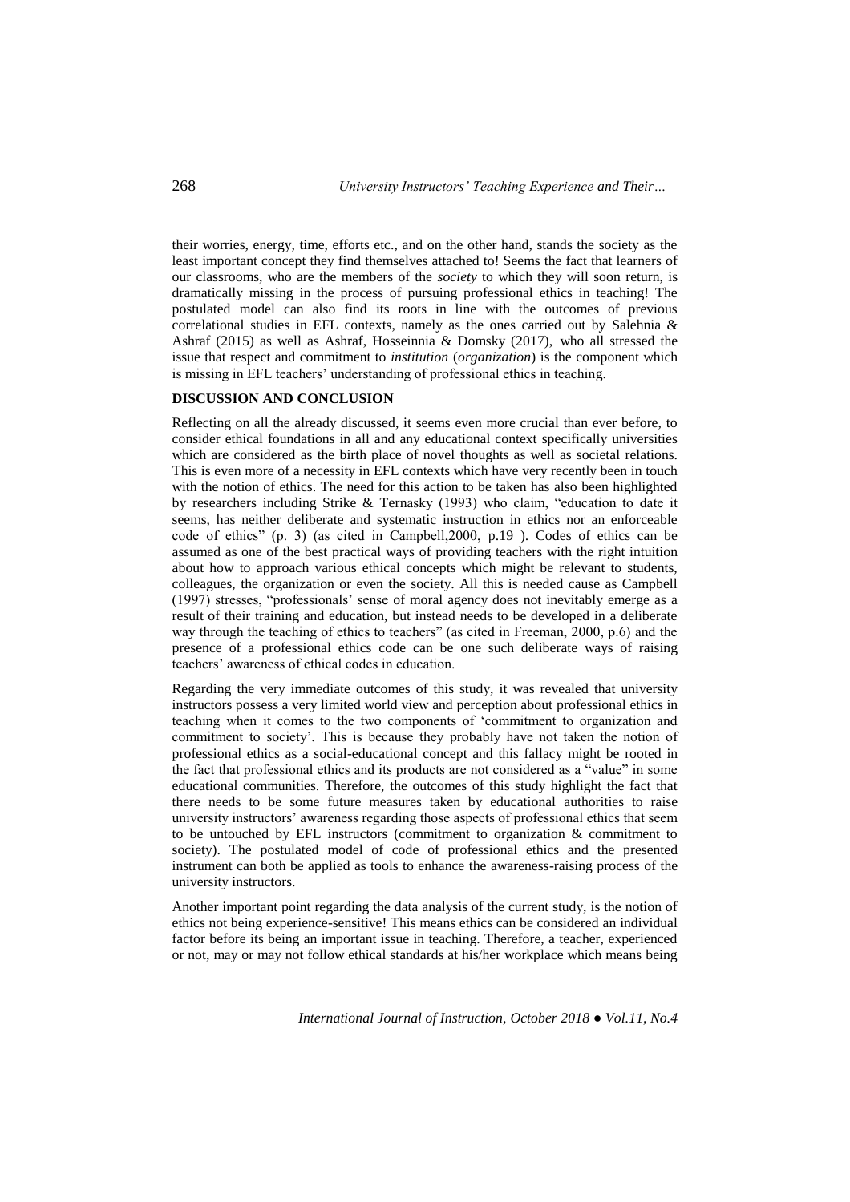their worries, energy, time, efforts etc., and on the other hand, stands the society as the least important concept they find themselves attached to! Seems the fact that learners of our classrooms, who are the members of the *society* to which they will soon return, is dramatically missing in the process of pursuing professional ethics in teaching! The postulated model can also find its roots in line with the outcomes of previous correlational studies in EFL contexts, namely as the ones carried out by Salehnia & Ashraf (2015) as well as Ashraf, Hosseinnia & Domsky (2017), who all stressed the issue that respect and commitment to *institution* (*organization*) is the component which is missing in EFL teachers' understanding of professional ethics in teaching.

## DISCUSSION AND CONCLUSION

Reflecting on all the already discussed, it seems even more crucial than ever before, to consider ethical foundations in all and any educational context specifically universities which are considered as the birth place of novel thoughts as well as societal relations. This is even more of a necessity in EFL contexts which have very recently been in touch with the notion of ethics. The need for this action to be taken has also been highlighted by researchers including Strike & Ternasky (1993) who claim, "education to date it seems, has neither deliberate and systematic instruction in ethics nor an enforceable code of ethics" (p. 3) (as cited in Campbell,2000, p.19 ). Codes of ethics can be assumed as one of the best practical ways of providing teachers with the right intuition about how to approach various ethical concepts which might be relevant to students, colleagues, the organization or even the society. All this is needed cause as Campbell (1997) stresses, "professionals' sense of moral agency does not inevitably emerge as a result of their training and education, but instead needs to be developed in a deliberate way through the teaching of ethics to teachers" (as cited in Freeman, 2000, p.6) and the presence of a professional ethics code can be one such deliberate ways of raising teachers' awareness of ethical codes in education.

Regarding the very immediate outcomes of this study, it was revealed that university instructors possess a very limited world view and perception about professional ethics in teaching when it comes to the two components of 'commitment to organization and commitment to society'. This is because they probably have not taken the notion of professional ethics as a social-educational concept and this fallacy might be rooted in the fact that professional ethics and its products are not considered as a "value" in some educational communities. Therefore, the outcomes of this study highlight the fact that there needs to be some future measures taken by educational authorities to raise university instructors' awareness regarding those aspects of professional ethics that seem to be untouched by EFL instructors (commitment to organization & commitment to society). The postulated model of code of professional ethics and the presented instrument can both be applied as tools to enhance the awareness-raising process of the university instructors.

Another important point regarding the data analysis of the current study, is the notion of ethics not being experience-sensitive! This means ethics can be considered an individual factor before its being an important issue in teaching. Therefore, a teacher, experienced or not, may or may not follow ethical standards at his/her workplace which means being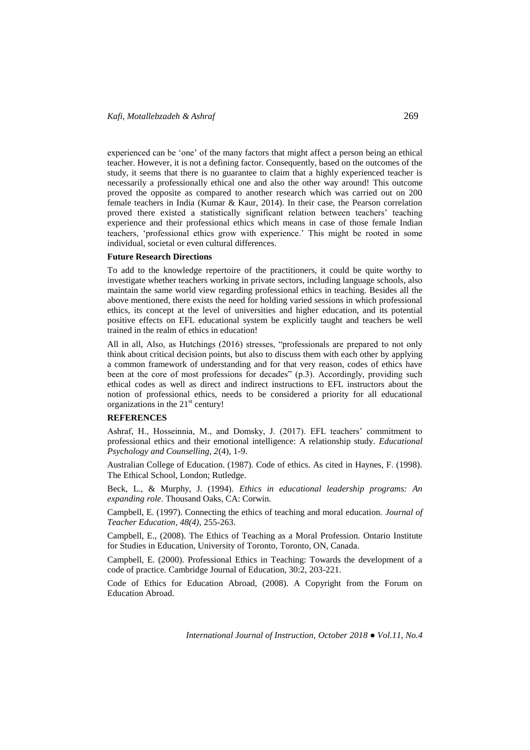experienced can be 'one' of the many factors that might affect a person being an ethical teacher. However, it is not a defining factor. Consequently, based on the outcomes of the study, it seems that there is no guarantee to claim that a highly experienced teacher is necessarily a professionally ethical one and also the other way around! This outcome proved the opposite as compared to another research which was carried out on 200 female teachers in India (Kumar & Kaur, 2014). In their case, the Pearson correlation proved there existed a statistically significant relation between teachers' teaching experience and their professional ethics which means in case of those female Indian teachers, 'professional ethics grow with experience.' This might be rooted in some individual, societal or even cultural differences.

**Future Research Directions**

To add to the knowledge repertoire of the practitioners, it could be quite worthy to investigate whether teachers working in private sectors, including language schools, also maintain the same world view regarding professional ethics in teaching. Besides all the above mentioned, there exists the need for holding varied sessions in which professional ethics, its concept at the level of universities and higher education, and its potential positive effects on EFL educational system be explicitly taught and teachers be well trained in the realm of ethics in education!

All in all, Also, as Hutchings (2016) stresses, "professionals are prepared to not only think about critical decision points, but also to discuss them with each other by applying a common framework of understanding and for that very reason, codes of ethics have been at the core of most professions for decades" (p.3). Accordingly, providing such ethical codes as well as direct and indirect instructions to EFL instructors about the notion of professional ethics, needs to be considered a priority for all educational organizations in the 21st century!

**REFERENCES**

Ashraf, H., Hosseinnia, M., and Domsky, J. (2017). EFL teachers' commitment to professional ethics and their emotional intelligence: A relationship study. *Educational Psychology and Counselling, 2*(4), 1-9.

Australian College of Education. (1987). Code of ethics. As cited in Haynes, F. (1998). The Ethical School, London; Rutledge.

Beck, L., & Murphy, J. (1994). *Ethics in educational leadership programs: An expanding role*. Thousand Oaks, CA: Corwin.

Campbell, E. (1997). Connecting the ethics of teaching and moral education. *Journal of Teacher Education, 48(4),* 255-263.

Campbell, E., (2008). The Ethics of Teaching as a Moral Profession. Ontario Institute for Studies in Education, University of Toronto, Toronto, ON, Canada.

Campbell, E. (2000). Professional Ethics in Teaching: Towards the development of a code of practice. Cambridge Journal of Education, 30:2, 203-221.

Code of Ethics for Education Abroad, (2008). A Copyright from the Forum on Education Abroad.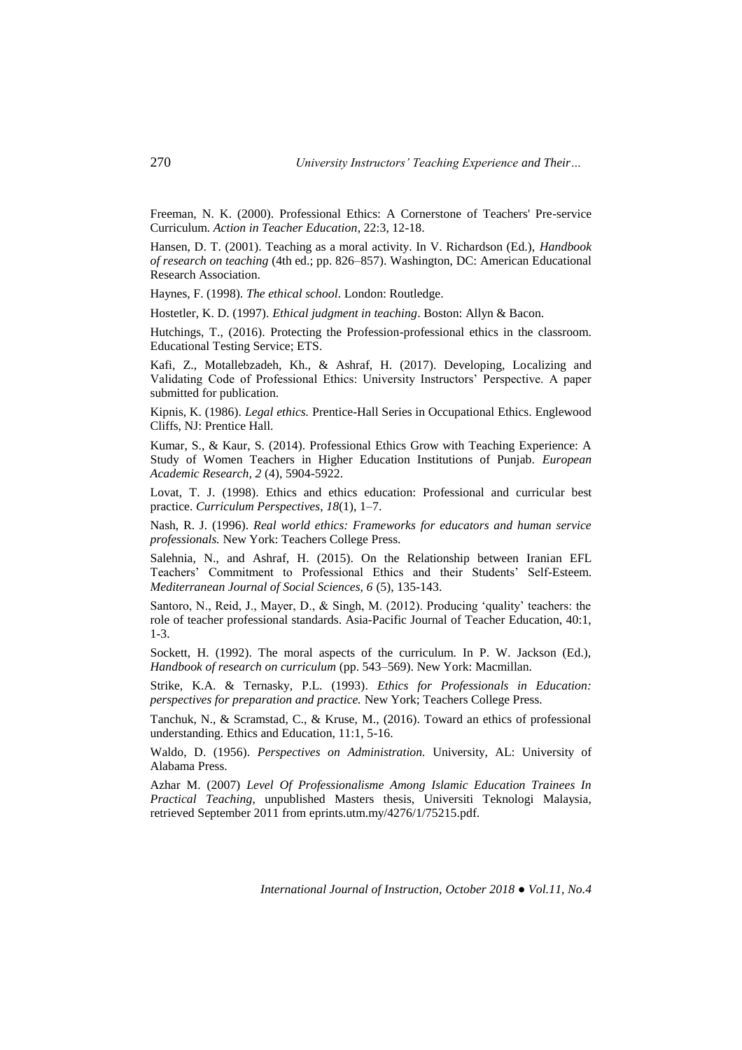Freeman, N. K. (2000). Professional Ethics: A Cornerstone of Teachers' Pre-service Curriculum. *Action in Teacher Education*, 22:3, 12-18.

Hansen, D. T. (2001). Teaching as a moral activity. In V. Richardson (Ed.), *Handbook of research on teaching* (4th ed.; pp. 826–857). Washington, DC: American Educational Research Association.

Haynes, F. (1998). *The ethical school*. London: Routledge.

Hostetler, K. D. (1997). *Ethical judgment in teaching*. Boston: Allyn & Bacon.

Hutchings, T., (2016). Protecting the Profession-professional ethics in the classroom. Educational Testing Service; ETS.

Kafi, Z., Motallebzadeh, Kh., & Ashraf, H. (2017). Developing, Localizing and Validating Code of Professional Ethics: University Instructors' Perspective. A paper submitted for publication.

Kipnis, K. (1986). *Legal ethics.* Prentice-Hall Series in Occupational Ethics. Englewood Cliffs, NJ: Prentice Hall.

Kumar, S., & Kaur, S. (2014). Professional Ethics Grow with Teaching Experience: A Study of Women Teachers in Higher Education Institutions of Punjab. *European Academic Research, 2* (4), 5904-5922.

Lovat, T. J. (1998). Ethics and ethics education: Professional and curricular best practice. *Curriculum Perspectives*, *18*(1), 1–7.

Nash, R. J. (1996). *Real world ethics: Frameworks for educators and human service professionals.* New York: Teachers College Press.

Salehnia, N., and Ashraf, H. (2015). On the Relationship between Iranian EFL Teachers' Commitment to Professional Ethics and their Students' Self-Esteem. *Mediterranean Journal of Social Sciences, 6* (5), 135-143.

Santoro, N., Reid, J., Mayer, D., & Singh, M. (2012). Producing 'quality' teachers: the role of teacher professional standards. Asia-Pacific Journal of Teacher Education, 40:1, 1-3.

Sockett, H. (1992). The moral aspects of the curriculum. In P. W. Jackson (Ed.), *Handbook of research on curriculum* (pp. 543–569). New York: Macmillan.

Strike, K.A. & Ternasky, P.L. (1993). *Ethics for Professionals in Education: perspectives for preparation and practice.* New York; Teachers College Press.

Tanchuk, N., & Scramstad, C., & Kruse, M., (2016). Toward an ethics of professional understanding. Ethics and Education, 11:1, 5-16.

Waldo, D. (1956). *Perspectives on Administration.* University, AL: University of Alabama Press.

Azhar M. (2007) *Level Of Professionalisme Among Islamic Education Trainees In Practical Teaching*, unpublished Masters thesis, Universiti Teknologi Malaysia, retrieved September 2011 from eprints.utm.my/4276/1/75215.pdf.